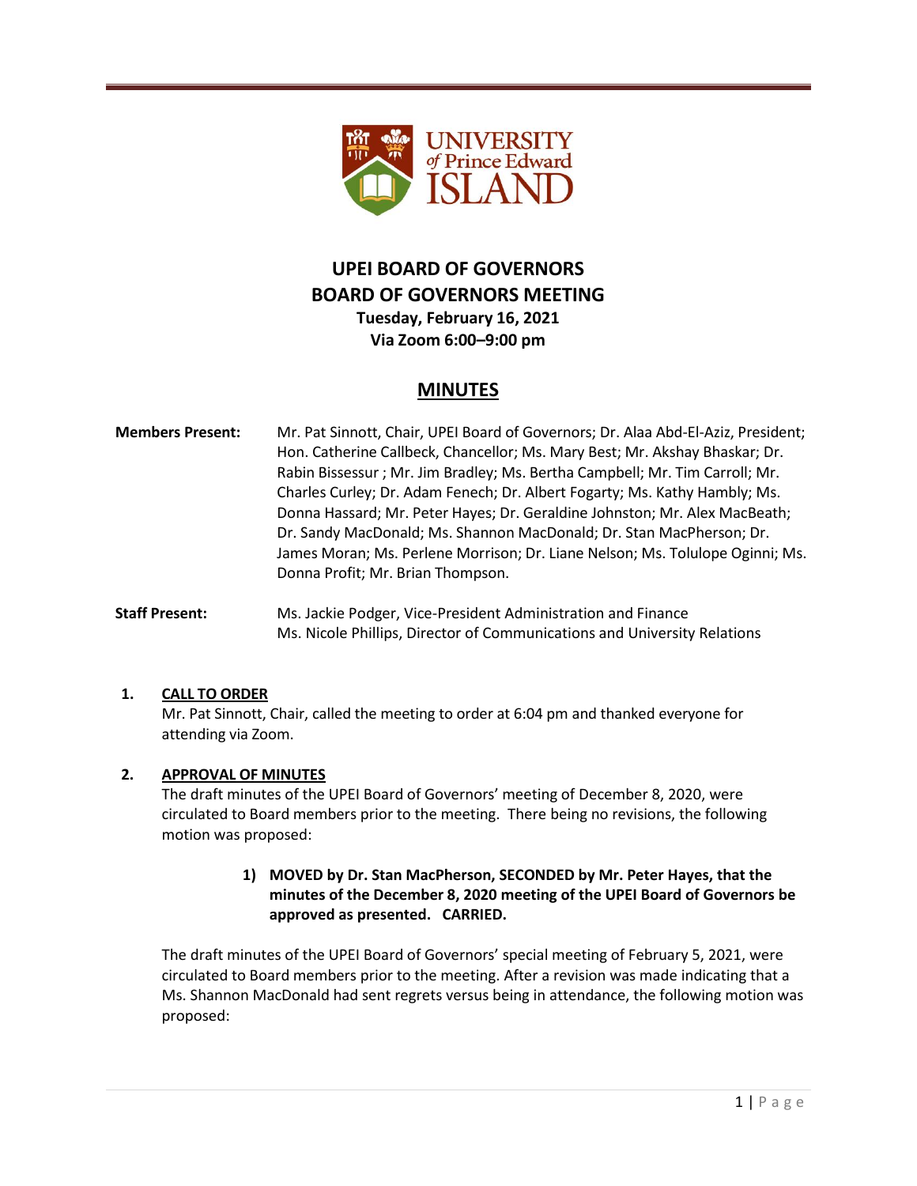# UPEI BOARD OF GOVERNORS
# BOARD OF GOVERNORS MEETING

**Tuesday, February 16, 2021**
**Via Zoom 6:00–9:00 pm**

## MINUTES

**Members Present:** Mr. Pat Sinnott, Chair, UPEI Board of Governors; Dr. Alaa Abd-El-Aziz, President; Hon. Catherine Callbeck, Chancellor; Ms. Mary Best; Mr. Akshay Bhaskar; Dr. Rabin Bissessur ; Mr. Jim Bradley; Ms. Bertha Campbell; Mr. Tim Carroll; Mr. Charles Curley; Dr. Adam Fenech; Dr. Albert Fogarty; Ms. Kathy Hambly; Ms. Donna Hassard; Mr. Peter Hayes; Dr. Geraldine Johnston; Mr. Alex MacBeath; Dr. Sandy MacDonald; Ms. Shannon MacDonald; Dr. Stan MacPherson; Dr. James Moran; Ms. Perlene Morrison; Dr. Liane Nelson; Ms. Tolulope Oginni; Ms. Donna Profit; Mr. Brian Thompson.

**Staff Present:** Ms. Jackie Podger, Vice-President Administration and Finance
Ms. Nicole Phillips, Director of Communications and University Relations

**1. CALL TO ORDER**

Mr. Pat Sinnott, Chair, called the meeting to order at 6:04 pm and thanked everyone for attending via Zoom.

**2. APPROVAL OF MINUTES**

The draft minutes of the UPEI Board of Governors' meeting of December 8, 2020, were circulated to Board members prior to the meeting. There being no revisions, the following motion was proposed:

> **1) MOVED by Dr. Stan MacPherson, SECONDED by Mr. Peter Hayes, that the minutes of the December 8, 2020 meeting of the UPEI Board of Governors be approved as presented. CARRIED.**

The draft minutes of the UPEI Board of Governors' special meeting of February 5, 2021, were circulated to Board members prior to the meeting. After a revision was made indicating that a Ms. Shannon MacDonald had sent regrets versus being in attendance, the following motion was proposed: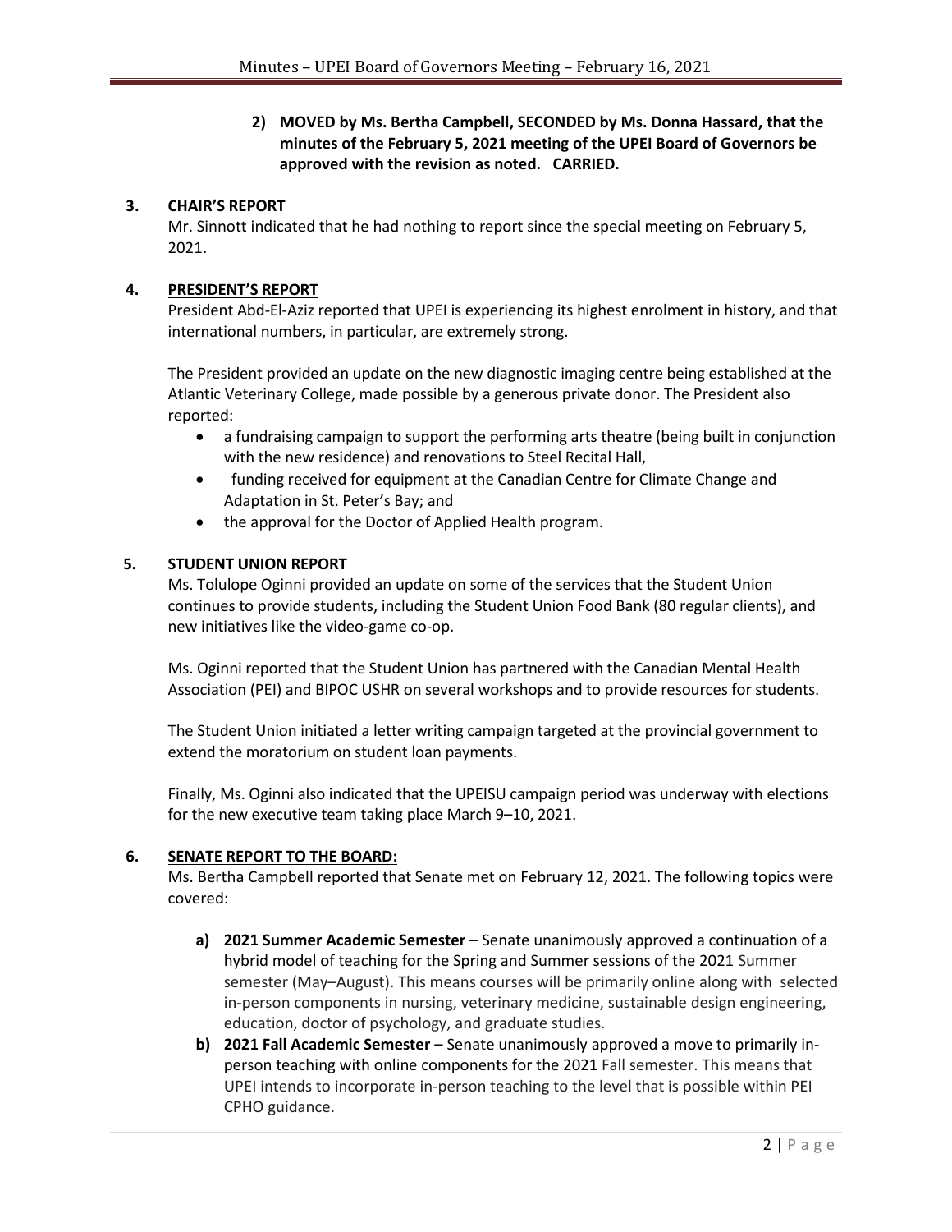**2) MOVED by Ms. Bertha Campbell, SECONDED by Ms. Donna Hassard, that the minutes of the February 5, 2021 meeting of the UPEI Board of Governors be approved with the revision as noted. CARRIED.**

## 3. CHAIR'S REPORT

Mr. Sinnott indicated that he had nothing to report since the special meeting on February 5, 2021.

## 4. PRESIDENT'S REPORT

President Abd-El-Aziz reported that UPEI is experiencing its highest enrolment in history, and that international numbers, in particular, are extremely strong.

The President provided an update on the new diagnostic imaging centre being established at the Atlantic Veterinary College, made possible by a generous private donor. The President also reported:

- a fundraising campaign to support the performing arts theatre (being built in conjunction with the new residence) and renovations to Steel Recital Hall,
- funding received for equipment at the Canadian Centre for Climate Change and Adaptation in St. Peter's Bay; and
- the approval for the Doctor of Applied Health program.

## 5. STUDENT UNION REPORT

Ms. Tolulope Oginni provided an update on some of the services that the Student Union continues to provide students, including the Student Union Food Bank (80 regular clients), and new initiatives like the video-game co-op.

Ms. Oginni reported that the Student Union has partnered with the Canadian Mental Health Association (PEI) and BIPOC USHR on several workshops and to provide resources for students.

The Student Union initiated a letter writing campaign targeted at the provincial government to extend the moratorium on student loan payments.

Finally, Ms. Oginni also indicated that the UPEISU campaign period was underway with elections for the new executive team taking place March 9–10, 2021.

## 6. SENATE REPORT TO THE BOARD:

Ms. Bertha Campbell reported that Senate met on February 12, 2021. The following topics were covered:

a) **2021 Summer Academic Semester** – Senate unanimously approved a continuation of a hybrid model of teaching for the Spring and Summer sessions of the 2021 Summer semester (May–August). This means courses will be primarily online along with selected in-person components in nursing, veterinary medicine, sustainable design engineering, education, doctor of psychology, and graduate studies.

b) **2021 Fall Academic Semester** – Senate unanimously approved a move to primarily in-person teaching with online components for the 2021 Fall semester. This means that UPEI intends to incorporate in-person teaching to the level that is possible within PEI CPHO guidance.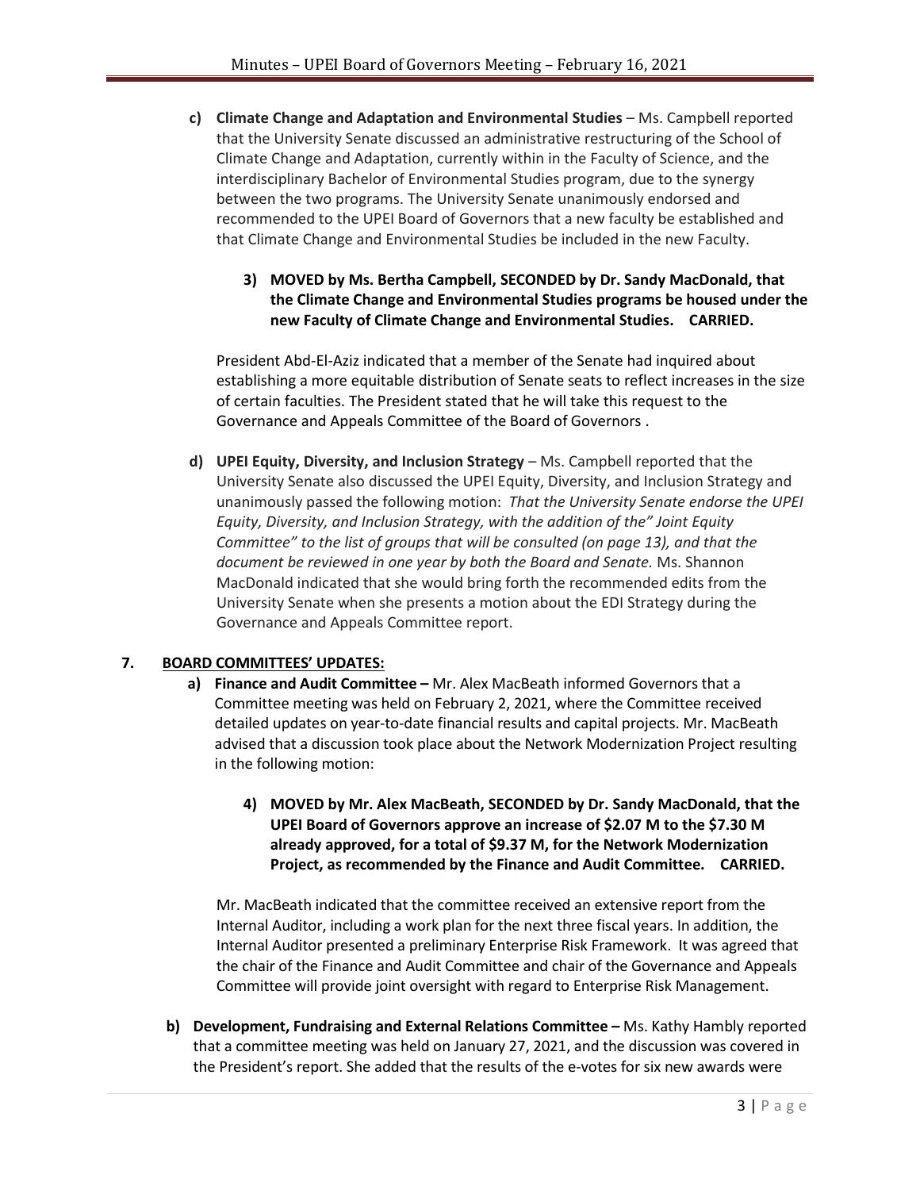**c) Climate Change and Adaptation and Environmental Studies** – Ms. Campbell reported that the University Senate discussed an administrative restructuring of the School of Climate Change and Adaptation, currently within in the Faculty of Science, and the interdisciplinary Bachelor of Environmental Studies program, due to the synergy between the two programs. The University Senate unanimously endorsed and recommended to the UPEI Board of Governors that a new faculty be established and that Climate Change and Environmental Studies be included in the new Faculty.

> **3) MOVED by Ms. Bertha Campbell, SECONDED by Dr. Sandy MacDonald, that the Climate Change and Environmental Studies programs be housed under the new Faculty of Climate Change and Environmental Studies. CARRIED.**

President Abd-El-Aziz indicated that a member of the Senate had inquired about establishing a more equitable distribution of Senate seats to reflect increases in the size of certain faculties. The President stated that he will take this request to the Governance and Appeals Committee of the Board of Governors .

**d) UPEI Equity, Diversity, and Inclusion Strategy** – Ms. Campbell reported that the University Senate also discussed the UPEI Equity, Diversity, and Inclusion Strategy and unanimously passed the following motion: *That the University Senate endorse the UPEI Equity, Diversity, and Inclusion Strategy, with the addition of the" Joint Equity Committee" to the list of groups that will be consulted (on page 13), and that the document be reviewed in one year by both the Board and Senate.* Ms. Shannon MacDonald indicated that she would bring forth the recommended edits from the University Senate when she presents a motion about the EDI Strategy during the Governance and Appeals Committee report.

## 7. BOARD COMMITTEES' UPDATES:

**a) Finance and Audit Committee –** Mr. Alex MacBeath informed Governors that a Committee meeting was held on February 2, 2021, where the Committee received detailed updates on year-to-date financial results and capital projects. Mr. MacBeath advised that a discussion took place about the Network Modernization Project resulting in the following motion:

> **4) MOVED by Mr. Alex MacBeath, SECONDED by Dr. Sandy MacDonald, that the UPEI Board of Governors approve an increase of $2.07 M to the $7.30 M already approved, for a total of $9.37 M, for the Network Modernization Project, as recommended by the Finance and Audit Committee. CARRIED.**

Mr. MacBeath indicated that the committee received an extensive report from the Internal Auditor, including a work plan for the next three fiscal years. In addition, the Internal Auditor presented a preliminary Enterprise Risk Framework. It was agreed that the chair of the Finance and Audit Committee and chair of the Governance and Appeals Committee will provide joint oversight with regard to Enterprise Risk Management.

**b) Development, Fundraising and External Relations Committee –** Ms. Kathy Hambly reported that a committee meeting was held on January 27, 2021, and the discussion was covered in the President's report. She added that the results of the e-votes for six new awards were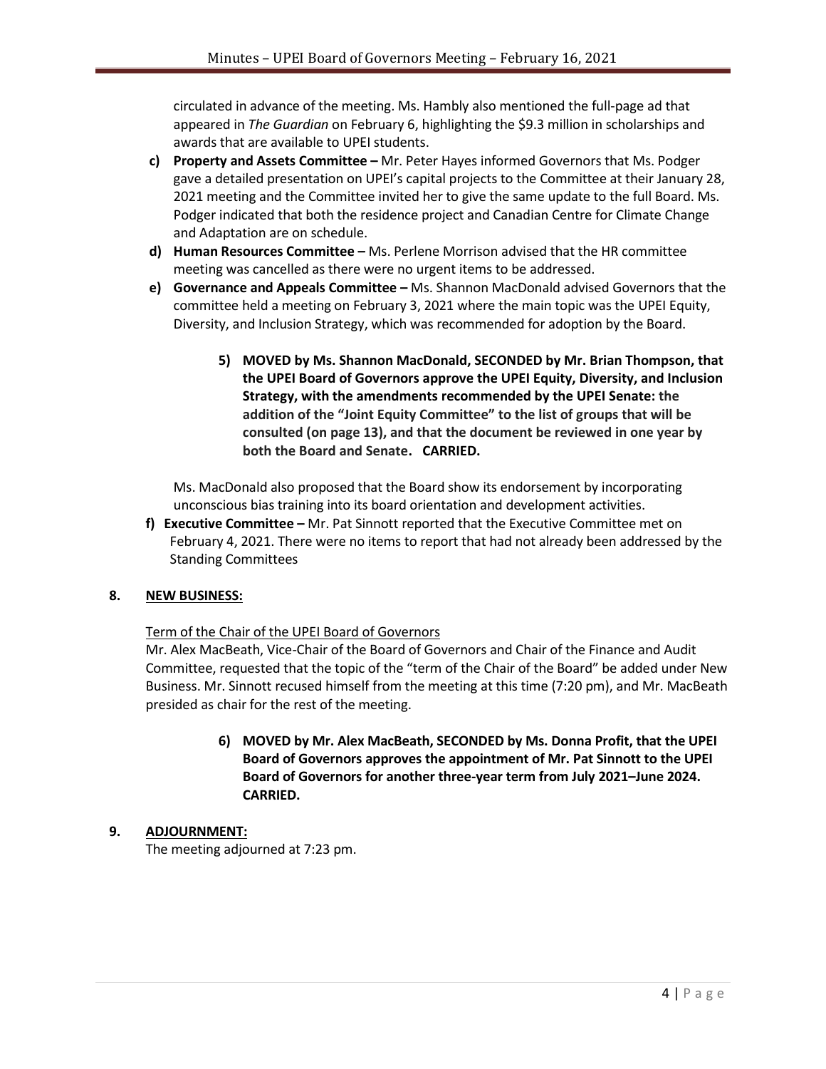circulated in advance of the meeting. Ms. Hambly also mentioned the full-page ad that appeared in *The Guardian* on February 6, highlighting the $9.3 million in scholarships and awards that are available to UPEI students.

c) **Property and Assets Committee –** Mr. Peter Hayes informed Governors that Ms. Podger gave a detailed presentation on UPEI's capital projects to the Committee at their January 28, 2021 meeting and the Committee invited her to give the same update to the full Board. Ms. Podger indicated that both the residence project and Canadian Centre for Climate Change and Adaptation are on schedule.

d) **Human Resources Committee –** Ms. Perlene Morrison advised that the HR committee meeting was cancelled as there were no urgent items to be addressed.

e) **Governance and Appeals Committee –** Ms. Shannon MacDonald advised Governors that the committee held a meeting on February 3, 2021 where the main topic was the UPEI Equity, Diversity, and Inclusion Strategy, which was recommended for adoption by the Board.

> **5) MOVED by Ms. Shannon MacDonald, SECONDED by Mr. Brian Thompson, that the UPEI Board of Governors approve the UPEI Equity, Diversity, and Inclusion Strategy, with the amendments recommended by the UPEI Senate: the addition of the "Joint Equity Committee" to the list of groups that will be consulted (on page 13), and that the document be reviewed in one year by both the Board and Senate. CARRIED.**

Ms. MacDonald also proposed that the Board show its endorsement by incorporating unconscious bias training into its board orientation and development activities.

f) **Executive Committee –** Mr. Pat Sinnott reported that the Executive Committee met on February 4, 2021. There were no items to report that had not already been addressed by the Standing Committees

## 8. NEW BUSINESS:

Term of the Chair of the UPEI Board of Governors

Mr. Alex MacBeath, Vice-Chair of the Board of Governors and Chair of the Finance and Audit Committee, requested that the topic of the "term of the Chair of the Board" be added under New Business. Mr. Sinnott recused himself from the meeting at this time (7:20 pm), and Mr. MacBeath presided as chair for the rest of the meeting.

> **6) MOVED by Mr. Alex MacBeath, SECONDED by Ms. Donna Profit, that the UPEI Board of Governors approves the appointment of Mr. Pat Sinnott to the UPEI Board of Governors for another three-year term from July 2021–June 2024. CARRIED.**

## 9. ADJOURNMENT:

The meeting adjourned at 7:23 pm.